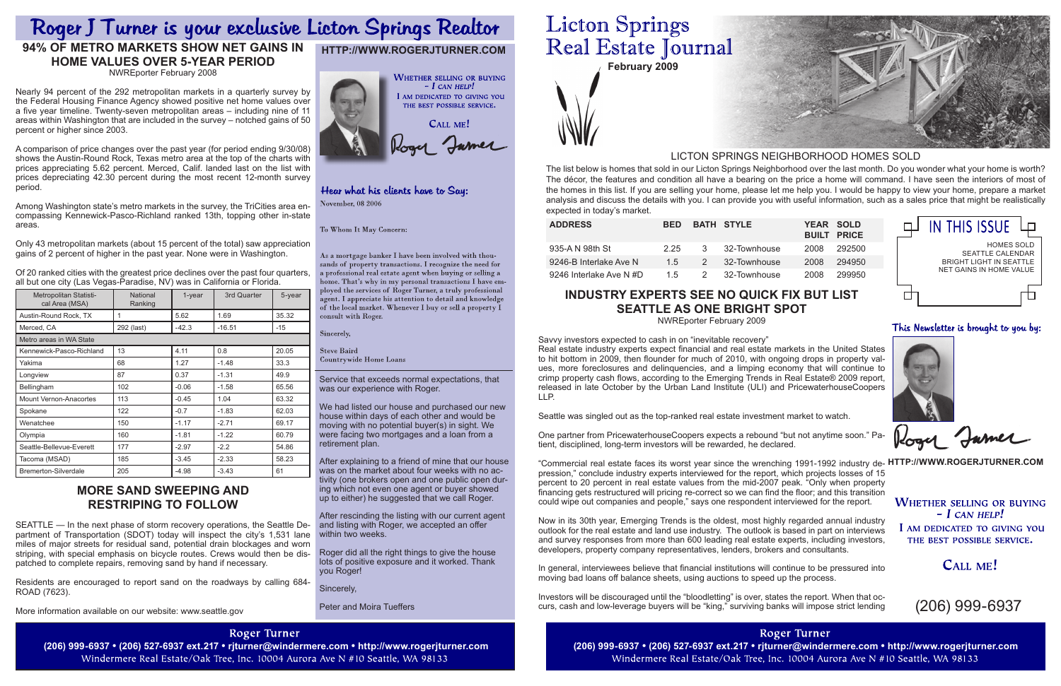# Roger J Turner is your exclusive Licton Springs Realtor

## 94% OF METRO MARKETS SHOW NET GAINS IN HOME VALUES OVER 5-YEAR PERIOD

NWREporter February 2008

Nearly 94 percent of the 292 metropolitan markets in a quarterly survey by the Federal Housing Finance Agency showed positive net home values over a five year timeline. Twenty-seven metropolitan areas – including nine of 11 areas within Washington that are included in the survey – notched gains of 50 percent or higher since 2003.

A comparison of price changes over the past year (for period ending 9/30/08) shows the Austin-Round Rock, Texas metro area at the top of the charts with prices appreciating 5.62 percent. Merced, Calif. landed last on the list with prices depreciating 42.30 percent during the most recent 12-month survey period.

Among Washington state's metro markets in the survey, the TriCities area encompassing Kennewick-Pasco-Richland ranked 13th, topping other in-state areas.

Only 43 metropolitan markets (about 15 percent of the total) saw appreciation gains of 2 percent of higher in the past year. None were in Washington.

Of 20 ranked cities with the greatest price declines over the past four quarters, all but one city (Las Vegas-Paradise, NV) was in California or Florida.

| Metropolitan Statistical Area (MSA) | National Ranking | 1-year | 3rd Quarter | 5-year |
|---|---|---|---|---|
| Austin-Round Rock, TX | 1 | 5.62 | 1.69 | 35.32 |
| Merced, CA | 292 (last) | -42.3 | -16.51 | -15 |
| Metro areas in WA State | | | | |
| Kennewick-Pasco-Richland | 13 | 4.11 | 0.8 | 20.05 |
| Yakima | 68 | 1.27 | -1.48 | 33.3 |
| Longview | 87 | 0.37 | -1.31 | 49.9 |
| Bellingham | 102 | -0.06 | -1.58 | 65.56 |
| Mount Vernon-Anacortes | 113 | -0.45 | 1.04 | 63.32 |
| Spokane | 122 | -0.7 | -1.83 | 62.03 |
| Wenatchee | 150 | -1.17 | -2.71 | 69.17 |
| Olympia | 160 | -1.81 | -1.22 | 60.79 |
| Seattle-Bellevue-Everett | 177 | -2.97 | -2.2 | 54.86 |
| Tacoma (MSAD) | 185 | -3.45 | -2.33 | 58.23 |
| Bremerton-Silverdale | 205 | -4.98 | -3.43 | 61 |

## MORE SAND SWEEPING AND RESTRIPING TO FOLLOW

SEATTLE — In the next phase of storm recovery operations, the Seattle Department of Transportation (SDOT) today will inspect the city's 1,531 lane miles of major streets for residual sand, potential drain blockages and worn striping, with special emphasis on bicycle routes. Crews would then be dispatched to complete repairs, removing sand by hand if necessary.

Residents are encouraged to report sand on the roadways by calling 684-ROAD (7623).

More information available on our website: www.seattle.gov

**HTTP://WWW.ROGERJTURNER.COM**

WHETHER SELLING OR BUYING – *I CAN HELP!*
I AM DEDICATED TO GIVING YOU THE BEST POSSIBLE SERVICE.

CALL ME!

Roger Turner

### Hear what his clients have to Say:

November, 08 2006

To Whom It May Concern:

As a mortgage banker I have been involved with thousands of property transactions. I recognize the need for a professional real estate agent when buying or selling a home. That's why in my personal transactions I have employed the services of Roger Turner, a truly professional agent. I appreciate his attention to detail and knowledge of the local market. Whenever I buy or sell a property I consult with Roger.

Sincerely,

Steve Baird
Countrywide Home Loans

Service that exceeds normal expectations, that was our experience with Roger.

We had listed our house and purchased our new house within days of each other and would be moving with no potential buyer(s) in sight. We were facing two mortgages and a loan from a retirement plan.

After explaining to a friend of mine that our house was on the market about four weeks with no activity (one brokers open and one public open during which not even one agent or buyer showed up to either) he suggested that we call Roger.

After rescinding the listing with our current agent and listing with Roger, we accepted an offer within two weeks.

Roger did all the right things to give the house lots of positive exposure and it worked. Thank you Roger!

Sincerely,

Peter and Moira Tueffers

**Roger Turner**
**(206) 999-6937 • (206) 527-6937 ext.217 • rjturner@windermere.com • http://www.rogerjturner.com**
Windermere Real Estate/Oak Tree, Inc. 10004 Aurora Ave N #10 Seattle, WA 98133

# Licton Springs Real Estate Journal

**February 2009**

## LICTON SPRINGS NEIGHBORHOOD HOMES SOLD

The list below is homes that sold in our Licton Springs Neighborhood over the last month. Do you wonder what your home is worth? The décor, the features and condition all have a bearing on the price a home will command. I have seen the interiors of most of the homes in this list. If you are selling your home, please let me help you. I would be happy to view your home, prepare a market analysis and discuss the details with you. I can provide you with useful information, such as a sales price that might be realistically expected in today's market.

| ADDRESS | BED | BATH | STYLE | YEAR BUILT | SOLD PRICE |
|---|---|---|---|---|---|
| 935-A N 98th St | 2.25 | 3 | 32-Townhouse | 2008 | 292500 |
| 9246-B Interlake Ave N | 1.5 | 2 | 32-Townhouse | 2008 | 294950 |
| 9246 Interlake Ave N #D | 1.5 | 2 | 32-Townhouse | 2008 | 299950 |

**IN THIS ISSUE**
HOMES SOLD
SEATTLE CALENDAR
BRIGHT LIGHT IN SEATTLE
NET GAINS IN HOME VALUE

## INDUSTRY EXPERTS SEE NO QUICK FIX BUT LIST SEATTLE AS ONE BRIGHT SPOT

NWREporter February 2009

Savvy investors expected to cash in on "inevitable recovery"
Real estate industry experts expect financial and real estate markets in the United States to hit bottom in 2009, then flounder for much of 2010, with ongoing drops in property values, more foreclosures and delinquencies, and a limping economy that will continue to crimp property cash flows, according to the Emerging Trends in Real Estate® 2009 report, released in late October by the Urban Land Institute (ULI) and PricewaterhouseCoopers LLP.

Seattle was singled out as the top-ranked real estate investment market to watch.

One partner from PricewaterhouseCoopers expects a rebound "but not anytime soon." Patient, disciplined, long-term investors will be rewarded, he declared.

"Commercial real estate faces its worst year since the wrenching 1991-1992 industry depression," conclude industry experts interviewed for the report, which projects losses of 15 percent to 20 percent in real estate values from the mid-2007 peak. "Only when property financing gets restructured will pricing re-correct so we can find the floor; and this transition could wipe out companies and people," says one respondent interviewed for the report.

Now in its 30th year, Emerging Trends is the oldest, most highly regarded annual industry outlook for the real estate and land use industry. The outlook is based in part on interviews and survey responses from more than 600 leading real estate experts, including investors, developers, property company representatives, lenders, brokers and consultants.

In general, interviewees believe that financial institutions will continue to be pressured into moving bad loans off balance sheets, using auctions to speed up the process.

Investors will be discouraged until the "bloodletting" is over, states the report. When that occurs, cash and low-leverage buyers will be "king," surviving banks will impose strict lending

### This Newsletter is brought to you by:

Roger Turner

**HTTP://WWW.ROGERJTURNER.COM**

WHETHER SELLING OR BUYING – *I CAN HELP!*
I AM DEDICATED TO GIVING YOU THE BEST POSSIBLE SERVICE.

CALL ME!

(206) 999-6937

**Roger Turner**
**(206) 999-6937 • (206) 527-6937 ext.217 • rjturner@windermere.com • http://www.rogerjturner.com**
Windermere Real Estate/Oak Tree, Inc. 10004 Aurora Ave N #10 Seattle, WA 98133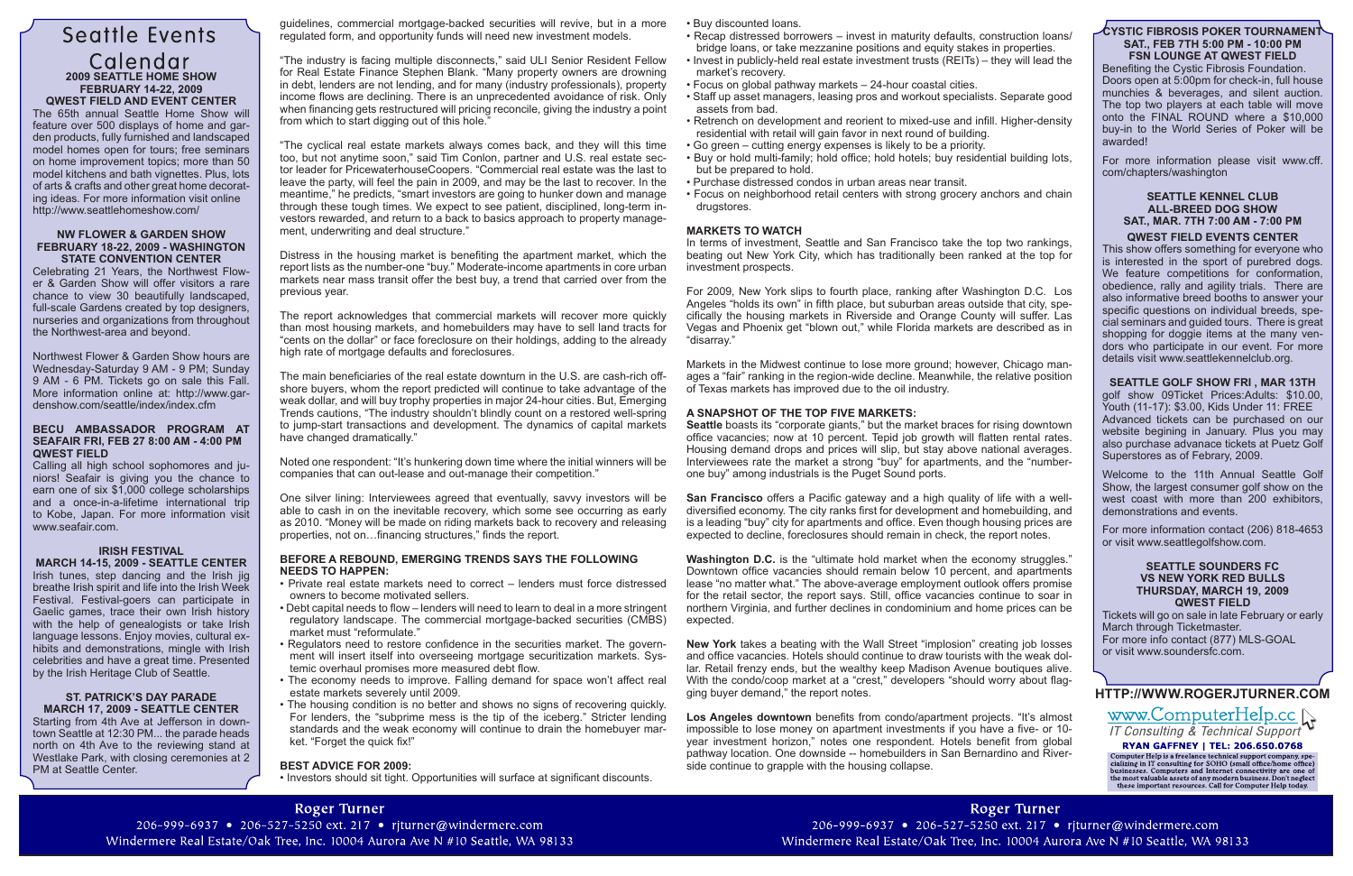# Seattle Events Calendar

### 2009 SEATTLE HOME SHOW
### FEBRUARY 14-22, 2009
### QWEST FIELD AND EVENT CENTER

The 65th annual Seattle Home Show will feature over 500 displays of home and garden products, fully furnished and landscaped model homes open for tours; free seminars on home improvement topics; more than 50 model kitchens and bath vignettes. Plus, lots of arts & crafts and other great home decorating ideas. For more information visit online http://www.seattlehomeshow.com/

### NW FLOWER & GARDEN SHOW
### FEBRUARY 18-22, 2009 - WASHINGTON STATE CONVENTION CENTER

Celebrating 21 Years, the Northwest Flower & Garden Show will offer visitors a rare chance to view 30 beautifully landscaped, full-scale Gardens created by top designers, nurseries and organizations from throughout the Northwest-area and beyond.

Northwest Flower & Garden Show hours are Wednesday-Saturday 9 AM - 9 PM; Sunday 9 AM - 6 PM. Tickets go on sale this Fall. More information online at: http://www.gardenshow.com/seattle/index/index.cfm

### BECU AMBASSADOR PROGRAM AT SEAFAIR FRI, FEB 27 8:00 AM - 4:00 PM QWEST FIELD

Calling all high school sophomores and juniors! Seafair is giving you the chance to earn one of six $1,000 college scholarships and a once-in-a-lifetime international trip to Kobe, Japan. For more information visit www.seafair.com.

### IRISH FESTIVAL
### MARCH 14-15, 2009 - SEATTLE CENTER

Irish tunes, step dancing and the Irish jig breathe Irish spirit and life into the Irish Week Festival. Festival-goers can participate in Gaelic games, trace their own Irish history with the help of genealogists or take Irish language lessons. Enjoy movies, cultural exhibits and demonstrations, mingle with Irish celebrities and have a great time. Presented by the Irish Heritage Club of Seattle.

### ST. PATRICK'S DAY PARADE
### MARCH 17, 2009 - SEATTLE CENTER

Starting from 4th Ave at Jefferson in downtown Seattle at 12:30 PM... the parade heads north on 4th Ave to the reviewing stand at Westlake Park, with closing ceremonies at 2 PM at Seattle Center.

---

guidelines, commercial mortgage-backed securities will revive, but in a more regulated form, and opportunity funds will need new investment models.

"The industry is facing multiple disconnects," said ULI Senior Resident Fellow for Real Estate Finance Stephen Blank. "Many property owners are drowning in debt, lenders are not lending, and for many (industry professionals), property income flows are declining. There is an unprecedented avoidance of risk. Only when financing gets restructured will pricing reconcile, giving the industry a point from which to start digging out of this hole."

"The cyclical real estate markets always comes back, and they will this time too, but not anytime soon," said Tim Conlon, partner and U.S. real estate sector leader for PricewaterhouseCoopers. "Commercial real estate was the last to leave the party, will feel the pain in 2009, and may be the last to recover. In the meantime," he predicts, "smart investors are going to hunker down and manage through these tough times. We expect to see patient, disciplined, long-term investors rewarded, and return to a back to basics approach to property management, underwriting and deal structure."

Distress in the housing market is benefiting the apartment market, which the report lists as the number-one "buy." Moderate-income apartments in core urban markets near mass transit offer the best buy, a trend that carried over from the previous year.

The report acknowledges that commercial markets will recover more quickly than most housing markets, and homebuilders may have to sell land tracts for "cents on the dollar" or face foreclosure on their holdings, adding to the already high rate of mortgage defaults and foreclosures.

The main beneficiaries of the real estate downturn in the U.S. are cash-rich offshore buyers, whom the report predicted will continue to take advantage of the weak dollar, and will buy trophy properties in major 24-hour cities. But, Emerging Trends cautions, "The industry shouldn't blindly count on a restored well-spring to jump-start transactions and development. The dynamics of capital markets have changed dramatically."

Noted one respondent: "It's hunkering down time where the initial winners will be companies that can out-lease and out-manage their competition."

One silver lining: Interviewees agreed that eventually, savvy investors will be able to cash in on the inevitable recovery, which some see occurring as early as 2010. "Money will be made on riding markets back to recovery and releasing properties, not on…financing structures," finds the report.

### BEFORE A REBOUND, EMERGING TRENDS SAYS THE FOLLOWING NEEDS TO HAPPEN:

- Private real estate markets need to correct – lenders must force distressed owners to become motivated sellers.
- Debt capital needs to flow – lenders will need to learn to deal in a more stringent regulatory landscape. The commercial mortgage-backed securities (CMBS) market must "reformulate."
- Regulators need to restore confidence in the securities market. The government will insert itself into overseeing mortgage securitization markets. Systemic overhaul promises more measured debt flow.
- The economy needs to improve. Falling demand for space won't affect real estate markets severely until 2009.
- The housing condition is no better and shows no signs of recovering quickly. For lenders, the "subprime mess is the tip of the iceberg." Stricter lending standards and the weak economy will continue to drain the homebuyer market. "Forget the quick fix!"

### BEST ADVICE FOR 2009:

- Investors should sit tight. Opportunities will surface at significant discounts.
- Buy discounted loans.
- Recap distressed borrowers – invest in maturity defaults, construction loans/ bridge loans, or take mezzanine positions and equity stakes in properties.
- Invest in publicly-held real estate investment trusts (REITs) – they will lead the market's recovery.
- Focus on global pathway markets – 24-hour coastal cities.
- Staff up asset managers, leasing pros and workout specialists. Separate good assets from bad.
- Retrench on development and reorient to mixed-use and infill. Higher-density residential with retail will gain favor in next round of building.
- Go green – cutting energy expenses is likely to be a priority.
- Buy or hold multi-family; hold office; hold hotels; buy residential building lots, but be prepared to hold.
- Purchase distressed condos in urban areas near transit.
- Focus on neighborhood retail centers with strong grocery anchors and chain drugstores.

### MARKETS TO WATCH

In terms of investment, Seattle and San Francisco take the top two rankings, beating out New York City, which has traditionally been ranked at the top for investment prospects.

For 2009, New York slips to fourth place, ranking after Washington D.C. Los Angeles "holds its own" in fifth place, but suburban areas outside that city, specifically the housing markets in Riverside and Orange County will suffer. Las Vegas and Phoenix get "blown out," while Florida markets are described as in "disarray."

Markets in the Midwest continue to lose more ground; however, Chicago manages a "fair" ranking in the region-wide decline. Meanwhile, the relative position of Texas markets has improved due to the oil industry.

### A SNAPSHOT OF THE TOP FIVE MARKETS:

**Seattle** boasts its "corporate giants," but the market braces for rising downtown office vacancies; now at 10 percent. Tepid job growth will flatten rental rates. Housing demand drops and prices will slip, but stay above national averages. Interviewees rate the market a strong "buy" for apartments, and the "number-one buy" among industrials is the Puget Sound ports.

**San Francisco** offers a Pacific gateway and a high quality of life with a well-diversified economy. The city ranks first for development and homebuilding, and is a leading "buy" city for apartments and office. Even though housing prices are expected to decline, foreclosures should remain in check, the report notes.

**Washington D.C.** is the "ultimate hold market when the economy struggles." Downtown office vacancies should remain below 10 percent, and apartments lease "no matter what." The above-average employment outlook offers promise for the retail sector, the report says. Still, office vacancies continue to soar in northern Virginia, and further declines in condominium and home prices can be expected.

**New York** takes a beating with the Wall Street "implosion" creating job losses and office vacancies. Hotels should continue to draw tourists with the weak dollar. Retail frenzy ends, but the wealthy keep Madison Avenue boutiques alive. With the condo/coop market at a "crest," developers "should worry about flagging buyer demand," the report notes.

**Los Angeles downtown** benefits from condo/apartment projects. "It's almost impossible to lose money on apartment investments if you have a five- or 10-year investment horizon," notes one respondent. Hotels benefit from global pathway location. One downside -- homebuilders in San Bernardino and Riverside continue to grapple with the housing collapse.

---

### CYSTIC FIBROSIS POKER TOURNAMENT
### SAT., FEB 7TH 5:00 PM - 10:00 PM
### FSN LOUNGE AT QWEST FIELD

Benefiting the Cystic Fibrosis Foundation. Doors open at 5:00pm for check-in, full house munchies & beverages, and silent auction. The top two players at each table will move onto the FINAL ROUND where a $10,000 buy-in to the World Series of Poker will be awarded!

For more information please visit www.cff.com/chapters/washington

### SEATTLE KENNEL CLUB ALL-BREED DOG SHOW
### SAT., MAR. 7TH 7:00 AM - 7:00 PM
### QWEST FIELD EVENTS CENTER

This show offers something for everyone who is interested in the sport of purebred dogs. We feature competitions for conformation, obedience, rally and agility trials. There are also informative breed booths to answer your specific questions on individual breeds, special seminars and guided tours. There is great shopping for doggie items at the many vendors who participate in our event. For more details visit www.seattlekennelclub.org.

### SEATTLE GOLF SHOW FRI , MAR 13TH

golf show 09Ticket Prices:Adults: $10.00, Youth (11-17): $3.00, Kids Under 11: FREE Advanced tickets can be purchased on our website begining in January. Plus you may also purchase advance tickets at Puetz Golf Superstores as of Febrary, 2009.

Welcome to the 11th Annual Seattle Golf Show, the largest consumer golf show on the west coast with more than 200 exhibitors, demonstrations and events.

For more information contact (206) 818-4653 or visit www.seattlegolfshow.com.

### SEATTLE SOUNDERS FC VS NEW YORK RED BULLS
### THURSDAY, MARCH 19, 2009
### QWEST FIELD

Tickets will go on sale in late February or early March through Ticketmaster.
For more info contact (877) MLS-GOAL or visit www.soundersfc.com.

**HTTP://WWW.ROGERJTURNER.COM**

www.ComputerHelp.cc
*IT Consulting & Technical Support*
**RYAN GAFFNEY | TEL: 206.650.0768**
Computer Help is a freelance technical support company, specializing in IT consulting for SOHO (small office/home office) businesses. Computers and Internet connectivity are one of the most valuable assets of any modern business. Don't neglect these important resources. Call for Computer Help today.

---

**Roger Turner**
206-999-6937 • 206-527-5250 ext. 217 • rjturner@windermere.com
Windermere Real Estate/Oak Tree, Inc. 10004 Aurora Ave N #10 Seattle, WA 98133